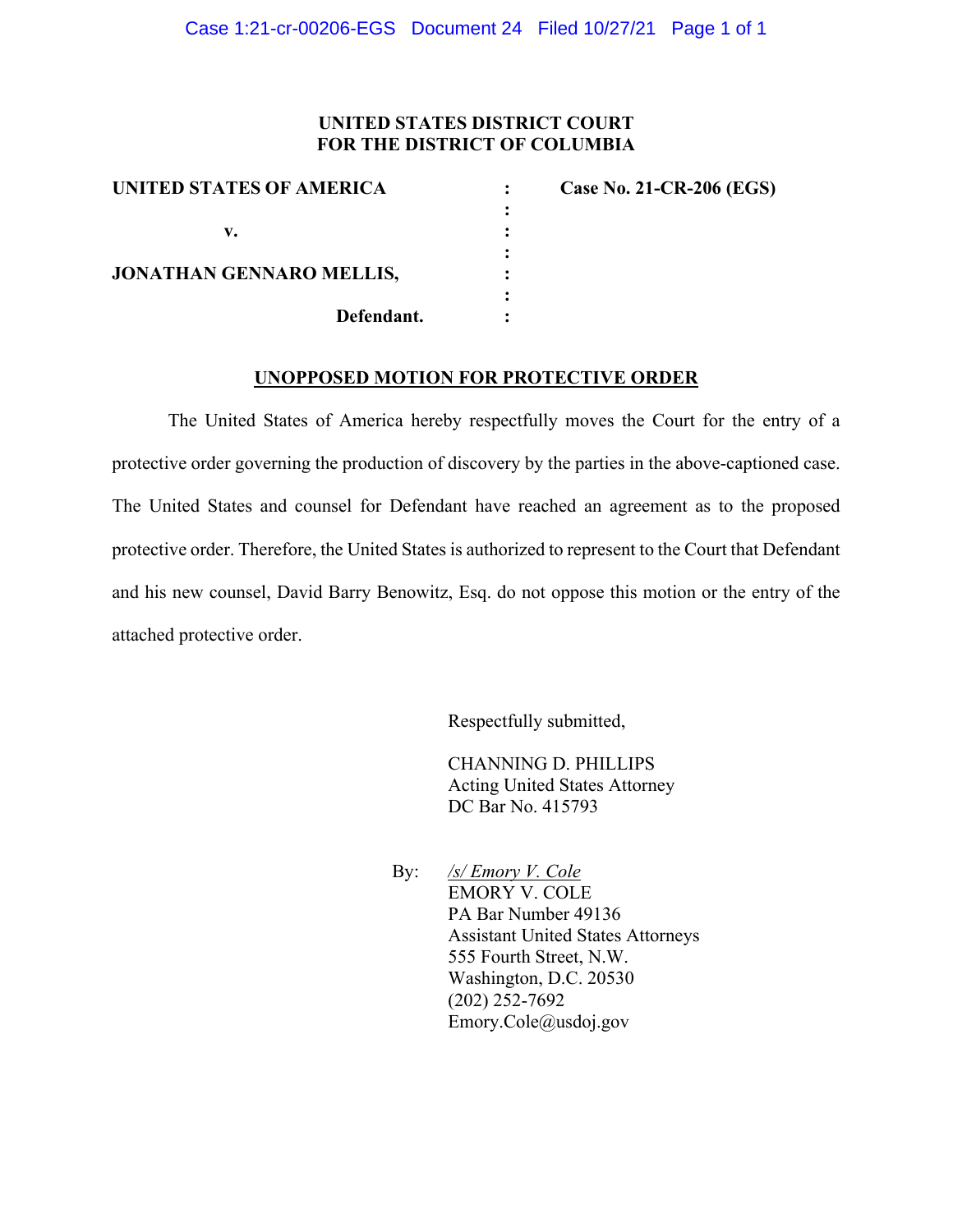**UNITED STATES DISTRICT COURT**
**FOR THE DISTRICT OF COLUMBIA**

| | | |
|---|---|---|
| **UNITED STATES OF AMERICA** | : | **Case No. 21-CR-206 (EGS)** |
| | : | |
| **v.** | : | |
| | : | |
| **JONATHAN GENNARO MELLIS,** | : | |
| | : | |
| **Defendant.** | : | |

**UNOPPOSED MOTION FOR PROTECTIVE ORDER**

The United States of America hereby respectfully moves the Court for the entry of a protective order governing the production of discovery by the parties in the above-captioned case. The United States and counsel for Defendant have reached an agreement as to the proposed protective order. Therefore, the United States is authorized to represent to the Court that Defendant and his new counsel, David Barry Benowitz, Esq. do not oppose this motion or the entry of the attached protective order.

Respectfully submitted,

CHANNING D. PHILLIPS
Acting United States Attorney
DC Bar No. 415793

By: */s/ Emory V. Cole*
EMORY V. COLE
PA Bar Number 49136
Assistant United States Attorneys
555 Fourth Street, N.W.
Washington, D.C. 20530
(202) 252-7692
Emory.Cole@usdoj.gov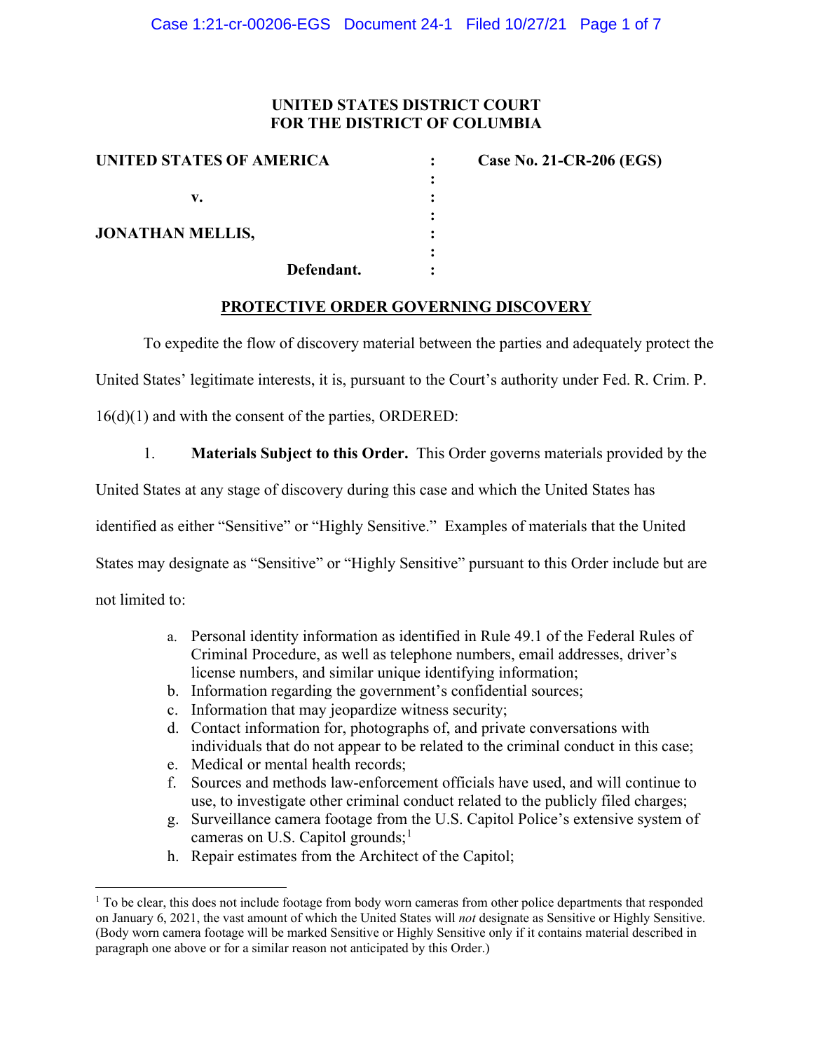# UNITED STATES DISTRICT COURT FOR THE DISTRICT OF COLUMBIA

| | | |
|---|---|---|
| **UNITED STATES OF AMERICA** | : | **Case No. 21-CR-206 (EGS)** |
| | : | |
| **v.** | : | |
| | : | |
| **JONATHAN MELLIS,** | : | |
| | : | |
| **Defendant.** | : | |

## PROTECTIVE ORDER GOVERNING DISCOVERY

To expedite the flow of discovery material between the parties and adequately protect the United States' legitimate interests, it is, pursuant to the Court's authority under Fed. R. Crim. P. 16(d)(1) and with the consent of the parties, ORDERED:

1. **Materials Subject to this Order.** This Order governs materials provided by the United States at any stage of discovery during this case and which the United States has identified as either "Sensitive" or "Highly Sensitive." Examples of materials that the United States may designate as "Sensitive" or "Highly Sensitive" pursuant to this Order include but are not limited to:

   a. Personal identity information as identified in Rule 49.1 of the Federal Rules of Criminal Procedure, as well as telephone numbers, email addresses, driver's license numbers, and similar unique identifying information;
   b. Information regarding the government's confidential sources;
   c. Information that may jeopardize witness security;
   d. Contact information for, photographs of, and private conversations with individuals that do not appear to be related to the criminal conduct in this case;
   e. Medical or mental health records;
   f. Sources and methods law-enforcement officials have used, and will continue to use, to investigate other criminal conduct related to the publicly filed charges;
   g. Surveillance camera footage from the U.S. Capitol Police's extensive system of cameras on U.S. Capitol grounds;[1]
   h. Repair estimates from the Architect of the Capitol;

[1] To be clear, this does not include footage from body worn cameras from other police departments that responded on January 6, 2021, the vast amount of which the United States will *not* designate as Sensitive or Highly Sensitive. (Body worn camera footage will be marked Sensitive or Highly Sensitive only if it contains material described in paragraph one above or for a similar reason not anticipated by this Order.)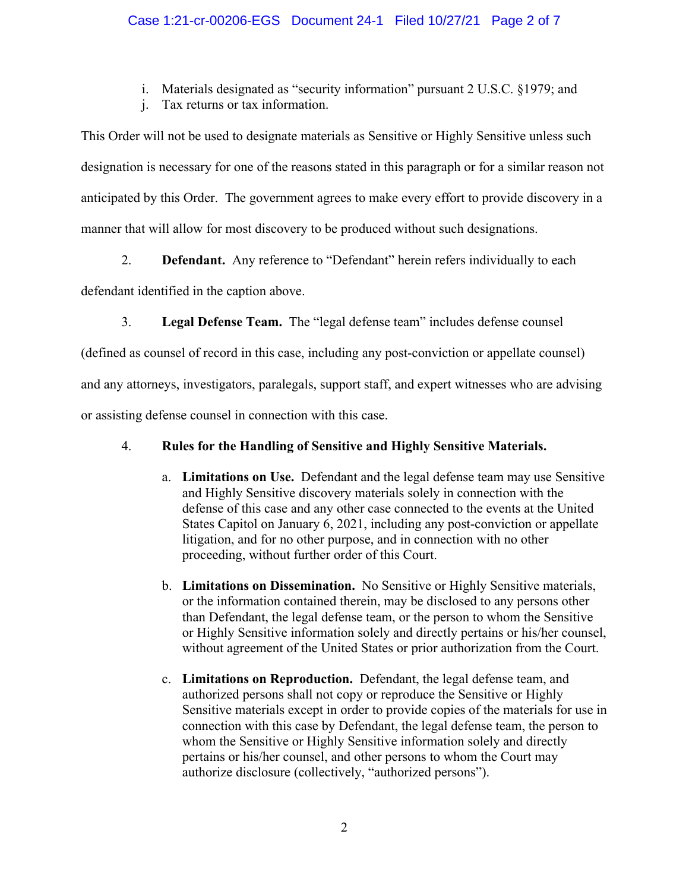i. Materials designated as "security information" pursuant 2 U.S.C. §1979; and
j. Tax returns or tax information.

This Order will not be used to designate materials as Sensitive or Highly Sensitive unless such designation is necessary for one of the reasons stated in this paragraph or for a similar reason not anticipated by this Order. The government agrees to make every effort to provide discovery in a manner that will allow for most discovery to be produced without such designations.

2. **Defendant.** Any reference to "Defendant" herein refers individually to each defendant identified in the caption above.

3. **Legal Defense Team.** The "legal defense team" includes defense counsel (defined as counsel of record in this case, including any post-conviction or appellate counsel) and any attorneys, investigators, paralegals, support staff, and expert witnesses who are advising or assisting defense counsel in connection with this case.

4. **Rules for the Handling of Sensitive and Highly Sensitive Materials.**

   a. **Limitations on Use.** Defendant and the legal defense team may use Sensitive and Highly Sensitive discovery materials solely in connection with the defense of this case and any other case connected to the events at the United States Capitol on January 6, 2021, including any post-conviction or appellate litigation, and for no other purpose, and in connection with no other proceeding, without further order of this Court.

   b. **Limitations on Dissemination.** No Sensitive or Highly Sensitive materials, or the information contained therein, may be disclosed to any persons other than Defendant, the legal defense team, or the person to whom the Sensitive or Highly Sensitive information solely and directly pertains or his/her counsel, without agreement of the United States or prior authorization from the Court.

   c. **Limitations on Reproduction.** Defendant, the legal defense team, and authorized persons shall not copy or reproduce the Sensitive or Highly Sensitive materials except in order to provide copies of the materials for use in connection with this case by Defendant, the legal defense team, the person to whom the Sensitive or Highly Sensitive information solely and directly pertains or his/her counsel, and other persons to whom the Court may authorize disclosure (collectively, "authorized persons").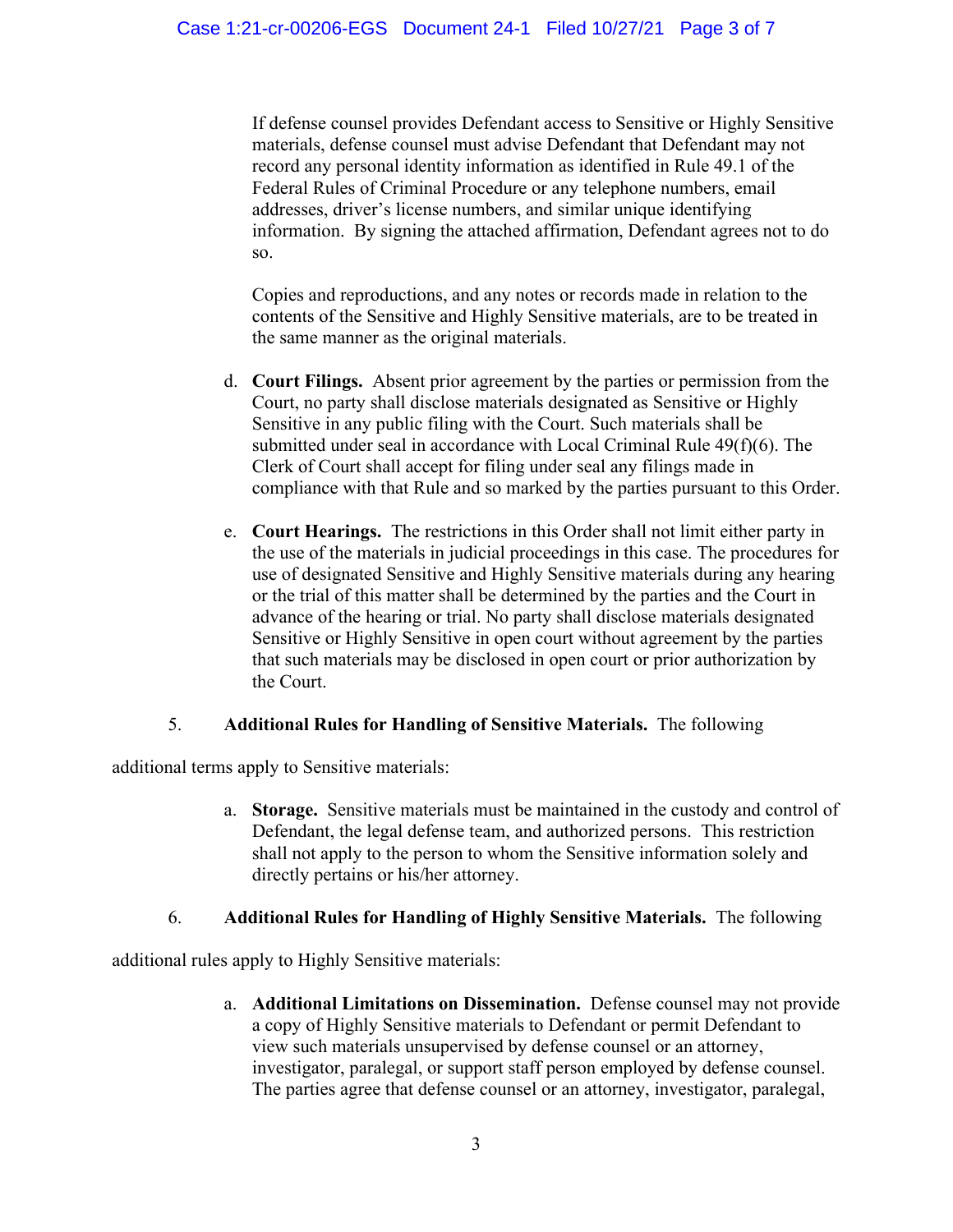If defense counsel provides Defendant access to Sensitive or Highly Sensitive materials, defense counsel must advise Defendant that Defendant may not record any personal identity information as identified in Rule 49.1 of the Federal Rules of Criminal Procedure or any telephone numbers, email addresses, driver's license numbers, and similar unique identifying information. By signing the attached affirmation, Defendant agrees not to do so.

Copies and reproductions, and any notes or records made in relation to the contents of the Sensitive and Highly Sensitive materials, are to be treated in the same manner as the original materials.

d. **Court Filings.** Absent prior agreement by the parties or permission from the Court, no party shall disclose materials designated as Sensitive or Highly Sensitive in any public filing with the Court. Such materials shall be submitted under seal in accordance with Local Criminal Rule 49(f)(6). The Clerk of Court shall accept for filing under seal any filings made in compliance with that Rule and so marked by the parties pursuant to this Order.

e. **Court Hearings.** The restrictions in this Order shall not limit either party in the use of the materials in judicial proceedings in this case. The procedures for use of designated Sensitive and Highly Sensitive materials during any hearing or the trial of this matter shall be determined by the parties and the Court in advance of the hearing or trial. No party shall disclose materials designated Sensitive or Highly Sensitive in open court without agreement by the parties that such materials may be disclosed in open court or prior authorization by the Court.

5. **Additional Rules for Handling of Sensitive Materials.** The following additional terms apply to Sensitive materials:

a. **Storage.** Sensitive materials must be maintained in the custody and control of Defendant, the legal defense team, and authorized persons. This restriction shall not apply to the person to whom the Sensitive information solely and directly pertains or his/her attorney.

6. **Additional Rules for Handling of Highly Sensitive Materials.** The following additional rules apply to Highly Sensitive materials:

a. **Additional Limitations on Dissemination.** Defense counsel may not provide a copy of Highly Sensitive materials to Defendant or permit Defendant to view such materials unsupervised by defense counsel or an attorney, investigator, paralegal, or support staff person employed by defense counsel. The parties agree that defense counsel or an attorney, investigator, paralegal,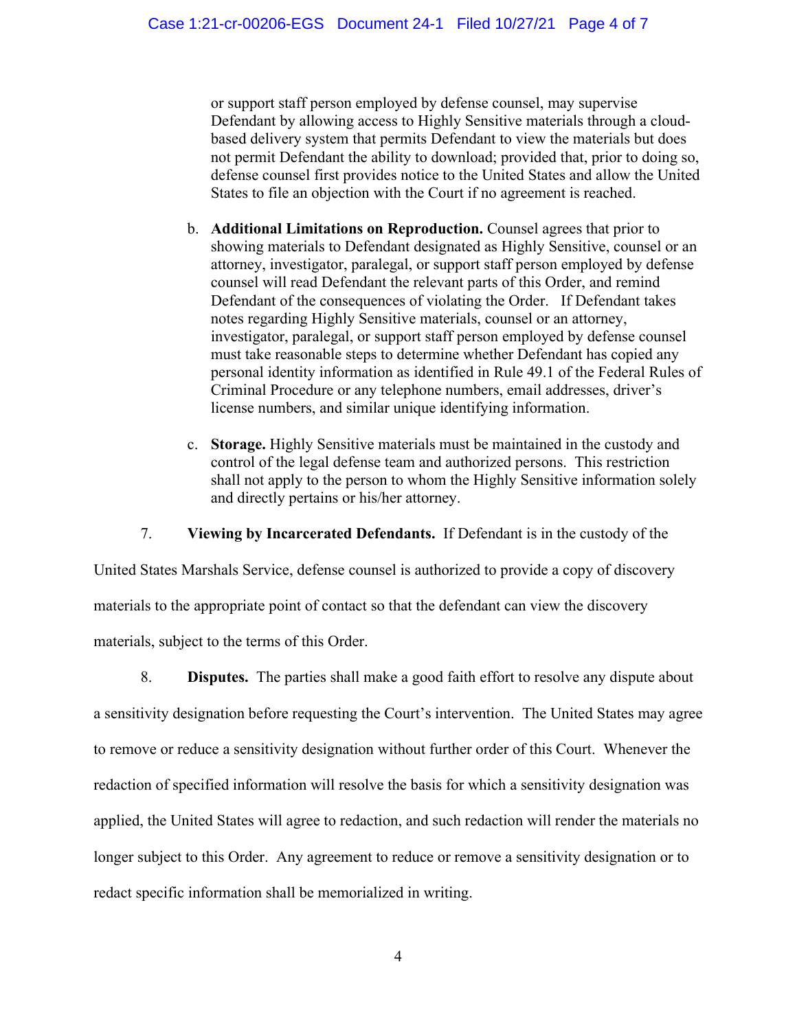or support staff person employed by defense counsel, may supervise Defendant by allowing access to Highly Sensitive materials through a cloud-based delivery system that permits Defendant to view the materials but does not permit Defendant the ability to download; provided that, prior to doing so, defense counsel first provides notice to the United States and allow the United States to file an objection with the Court if no agreement is reached.

b. **Additional Limitations on Reproduction.** Counsel agrees that prior to showing materials to Defendant designated as Highly Sensitive, counsel or an attorney, investigator, paralegal, or support staff person employed by defense counsel will read Defendant the relevant parts of this Order, and remind Defendant of the consequences of violating the Order. If Defendant takes notes regarding Highly Sensitive materials, counsel or an attorney, investigator, paralegal, or support staff person employed by defense counsel must take reasonable steps to determine whether Defendant has copied any personal identity information as identified in Rule 49.1 of the Federal Rules of Criminal Procedure or any telephone numbers, email addresses, driver's license numbers, and similar unique identifying information.

c. **Storage.** Highly Sensitive materials must be maintained in the custody and control of the legal defense team and authorized persons. This restriction shall not apply to the person to whom the Highly Sensitive information solely and directly pertains or his/her attorney.

7. **Viewing by Incarcerated Defendants.** If Defendant is in the custody of the United States Marshals Service, defense counsel is authorized to provide a copy of discovery materials to the appropriate point of contact so that the defendant can view the discovery materials, subject to the terms of this Order.

8. **Disputes.** The parties shall make a good faith effort to resolve any dispute about a sensitivity designation before requesting the Court's intervention. The United States may agree to remove or reduce a sensitivity designation without further order of this Court. Whenever the redaction of specified information will resolve the basis for which a sensitivity designation was applied, the United States will agree to redaction, and such redaction will render the materials no longer subject to this Order. Any agreement to reduce or remove a sensitivity designation or to redact specific information shall be memorialized in writing.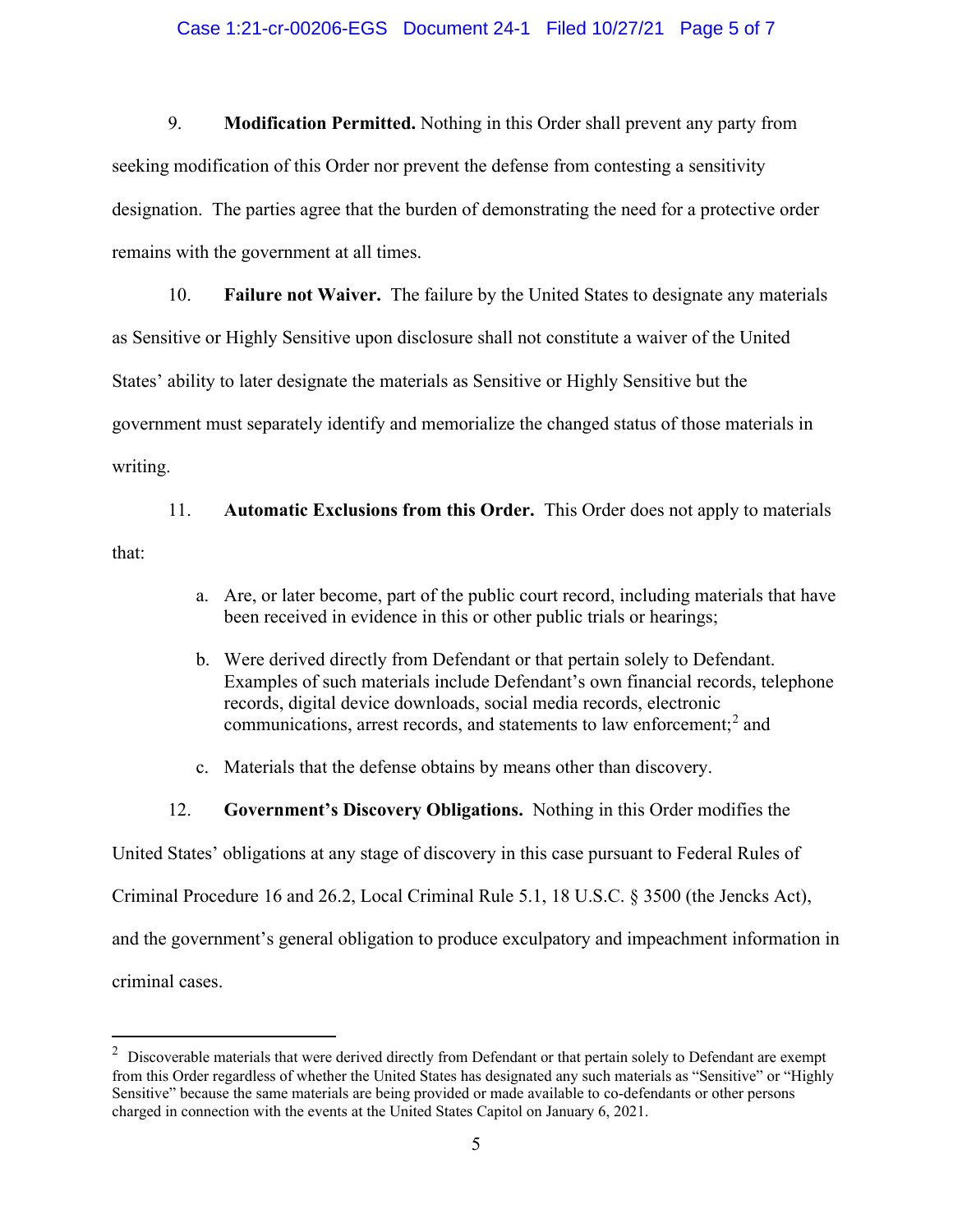9. **Modification Permitted.** Nothing in this Order shall prevent any party from seeking modification of this Order nor prevent the defense from contesting a sensitivity designation. The parties agree that the burden of demonstrating the need for a protective order remains with the government at all times.

10. **Failure not Waiver.** The failure by the United States to designate any materials as Sensitive or Highly Sensitive upon disclosure shall not constitute a waiver of the United States' ability to later designate the materials as Sensitive or Highly Sensitive but the government must separately identify and memorialize the changed status of those materials in writing.

11. **Automatic Exclusions from this Order.** This Order does not apply to materials that:

   a. Are, or later become, part of the public court record, including materials that have been received in evidence in this or other public trials or hearings;

   b. Were derived directly from Defendant or that pertain solely to Defendant. Examples of such materials include Defendant's own financial records, telephone records, digital device downloads, social media records, electronic communications, arrest records, and statements to law enforcement;[2] and

   c. Materials that the defense obtains by means other than discovery.

12. **Government's Discovery Obligations.** Nothing in this Order modifies the United States' obligations at any stage of discovery in this case pursuant to Federal Rules of Criminal Procedure 16 and 26.2, Local Criminal Rule 5.1, 18 U.S.C. § 3500 (the Jencks Act), and the government's general obligation to produce exculpatory and impeachment information in criminal cases.

---

[2] Discoverable materials that were derived directly from Defendant or that pertain solely to Defendant are exempt from this Order regardless of whether the United States has designated any such materials as "Sensitive" or "Highly Sensitive" because the same materials are being provided or made available to co-defendants or other persons charged in connection with the events at the United States Capitol on January 6, 2021.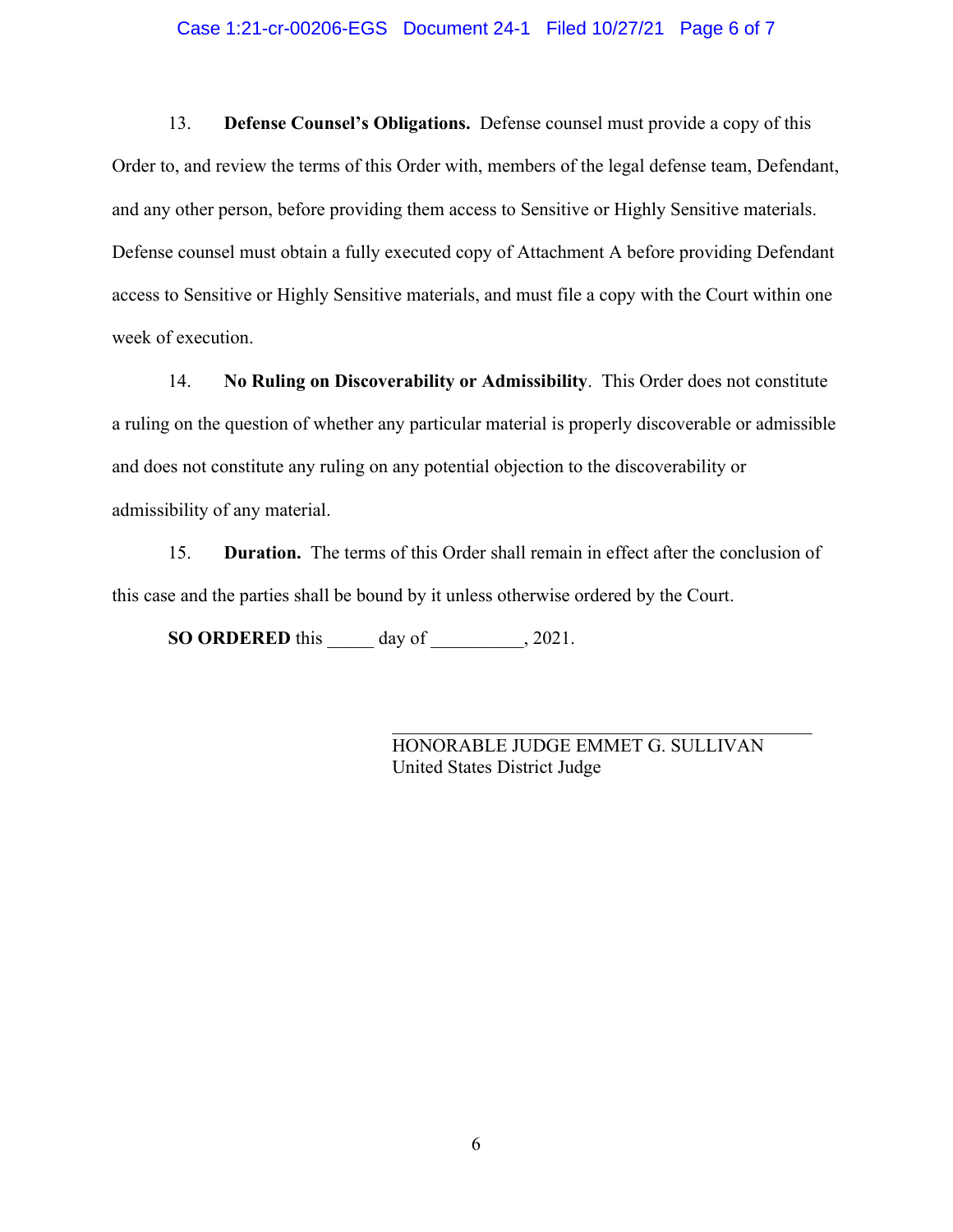13. **Defense Counsel's Obligations.** Defense counsel must provide a copy of this Order to, and review the terms of this Order with, members of the legal defense team, Defendant, and any other person, before providing them access to Sensitive or Highly Sensitive materials. Defense counsel must obtain a fully executed copy of Attachment A before providing Defendant access to Sensitive or Highly Sensitive materials, and must file a copy with the Court within one week of execution.

14. **No Ruling on Discoverability or Admissibility**. This Order does not constitute a ruling on the question of whether any particular material is properly discoverable or admissible and does not constitute any ruling on any potential objection to the discoverability or admissibility of any material.

15. **Duration.** The terms of this Order shall remain in effect after the conclusion of this case and the parties shall be bound by it unless otherwise ordered by the Court.

**SO ORDERED** this _____ day of __________, 2021.

\_\_\_\_\_\_\_\_\_\_\_\_\_\_\_\_\_\_\_\_\_\_\_\_\_\_\_\_\_\_\_\_\_\_\_\_\_\_\_\_

HONORABLE JUDGE EMMET G. SULLIVAN
United States District Judge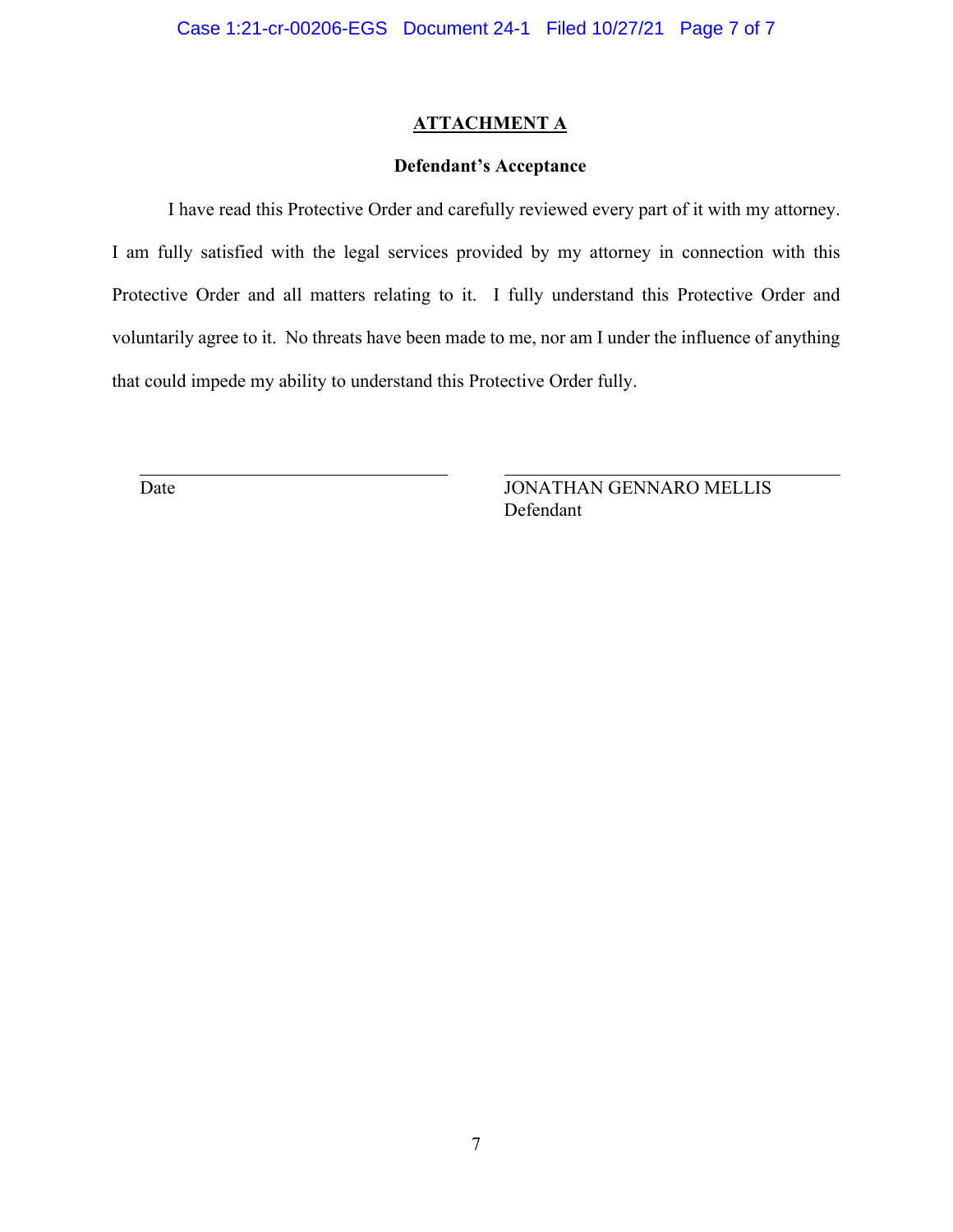## ATTACHMENT A

**Defendant's Acceptance**

I have read this Protective Order and carefully reviewed every part of it with my attorney. I am fully satisfied with the legal services provided by my attorney in connection with this Protective Order and all matters relating to it. I fully understand this Protective Order and voluntarily agree to it. No threats have been made to me, nor am I under the influence of anything that could impede my ability to understand this Protective Order fully.

| | |
|---|---|
| _______________________ | _______________________ |
| Date | JONATHAN GENNARO MELLIS<br>Defendant |